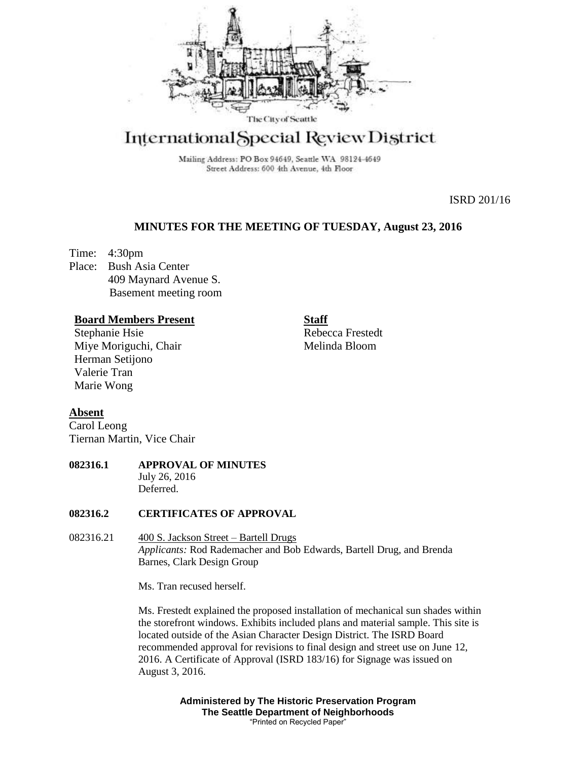The City of Seattle

# International Special Review District

Mailing Address: PO Box 94649, Seattle WA 98124-4649
Street Address: 600 4th Avenue, 4th Floor

ISRD 201/16

## MINUTES FOR THE MEETING OF TUESDAY, August 23, 2016

Time: 4:30pm
Place: Bush Asia Center
409 Maynard Avenue S.
Basement meeting room

**Board Members Present**
Stephanie Hsie
Miye Moriguchi, Chair
Herman Setijono
Valerie Tran
Marie Wong

**Staff**
Rebecca Frestedt
Melinda Bloom

**Absent**
Carol Leong
Tiernan Martin, Vice Chair

**082316.1 APPROVAL OF MINUTES**
July 26, 2016
Deferred.

**082316.2 CERTIFICATES OF APPROVAL**

082316.21 400 S. Jackson Street – Bartell Drugs
*Applicants:* Rod Rademacher and Bob Edwards, Bartell Drug, and Brenda Barnes, Clark Design Group

Ms. Tran recused herself.

Ms. Frestedt explained the proposed installation of mechanical sun shades within the storefront windows. Exhibits included plans and material sample. This site is located outside of the Asian Character Design District. The ISRD Board recommended approval for revisions to final design and street use on June 12, 2016. A Certificate of Approval (ISRD 183/16) for Signage was issued on August 3, 2016.

**Administered by The Historic Preservation Program**
**The Seattle Department of Neighborhoods**
"Printed on Recycled Paper"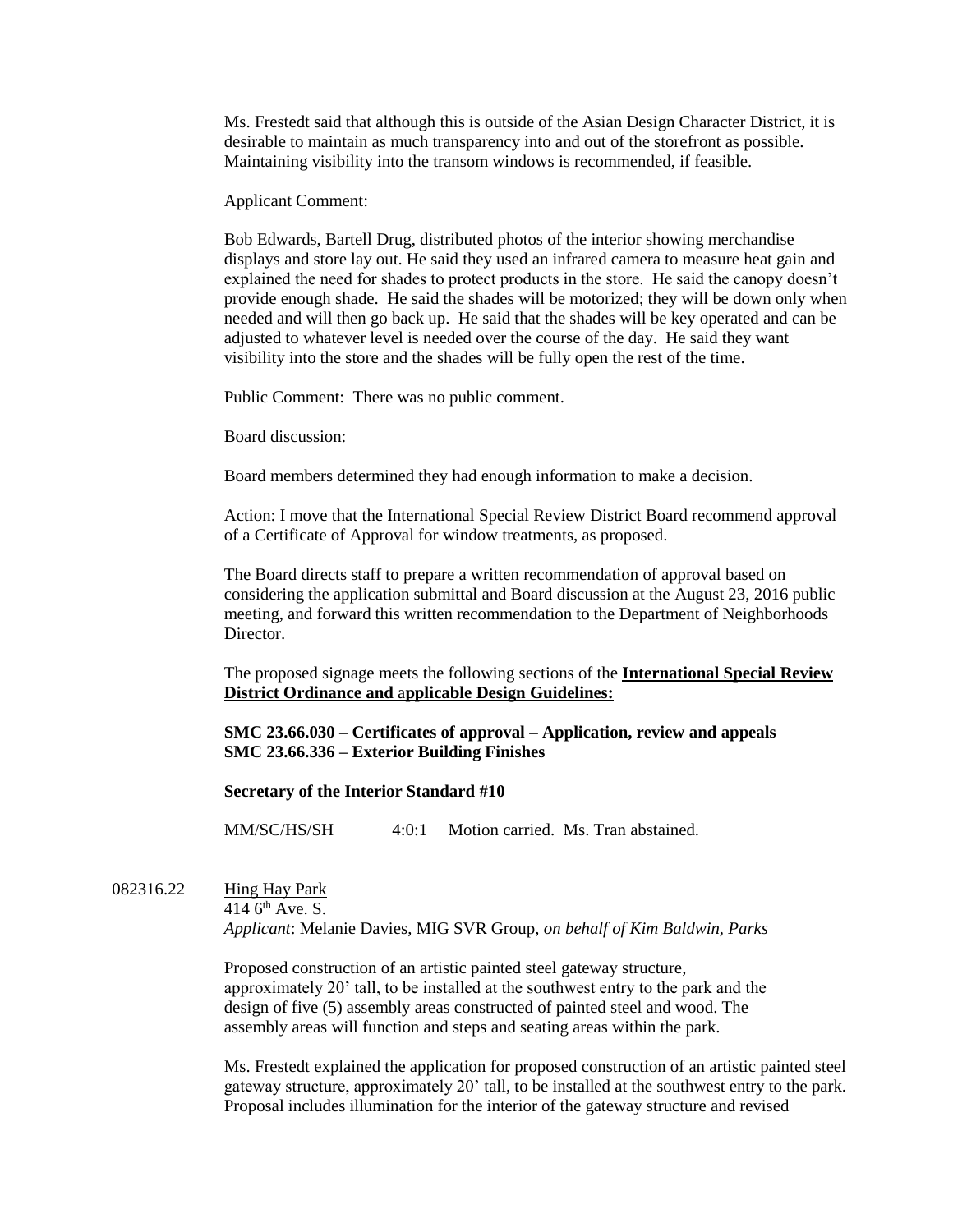Ms. Frestedt said that although this is outside of the Asian Design Character District, it is desirable to maintain as much transparency into and out of the storefront as possible. Maintaining visibility into the transom windows is recommended, if feasible.

Applicant Comment:

Bob Edwards, Bartell Drug, distributed photos of the interior showing merchandise displays and store lay out. He said they used an infrared camera to measure heat gain and explained the need for shades to protect products in the store. He said the canopy doesn't provide enough shade. He said the shades will be motorized; they will be down only when needed and will then go back up. He said that the shades will be key operated and can be adjusted to whatever level is needed over the course of the day. He said they want visibility into the store and the shades will be fully open the rest of the time.

Public Comment: There was no public comment.

Board discussion:

Board members determined they had enough information to make a decision.

Action: I move that the International Special Review District Board recommend approval of a Certificate of Approval for window treatments, as proposed.

The Board directs staff to prepare a written recommendation of approval based on considering the application submittal and Board discussion at the August 23, 2016 public meeting, and forward this written recommendation to the Department of Neighborhoods Director.

The proposed signage meets the following sections of the **International Special Review District Ordinance and applicable Design Guidelines:**

**SMC 23.66.030 – Certificates of approval – Application, review and appeals**
**SMC 23.66.336 – Exterior Building Finishes**

**Secretary of the Interior Standard #10**

MM/SC/HS/SH 4:0:1 Motion carried. Ms. Tran abstained.

082316.22 Hing Hay Park
414 6th Ave. S.
*Applicant*: Melanie Davies, MIG SVR Group, *on behalf of Kim Baldwin, Parks*

Proposed construction of an artistic painted steel gateway structure, approximately 20' tall, to be installed at the southwest entry to the park and the design of five (5) assembly areas constructed of painted steel and wood. The assembly areas will function and steps and seating areas within the park.

Ms. Frestedt explained the application for proposed construction of an artistic painted steel gateway structure, approximately 20' tall, to be installed at the southwest entry to the park. Proposal includes illumination for the interior of the gateway structure and revised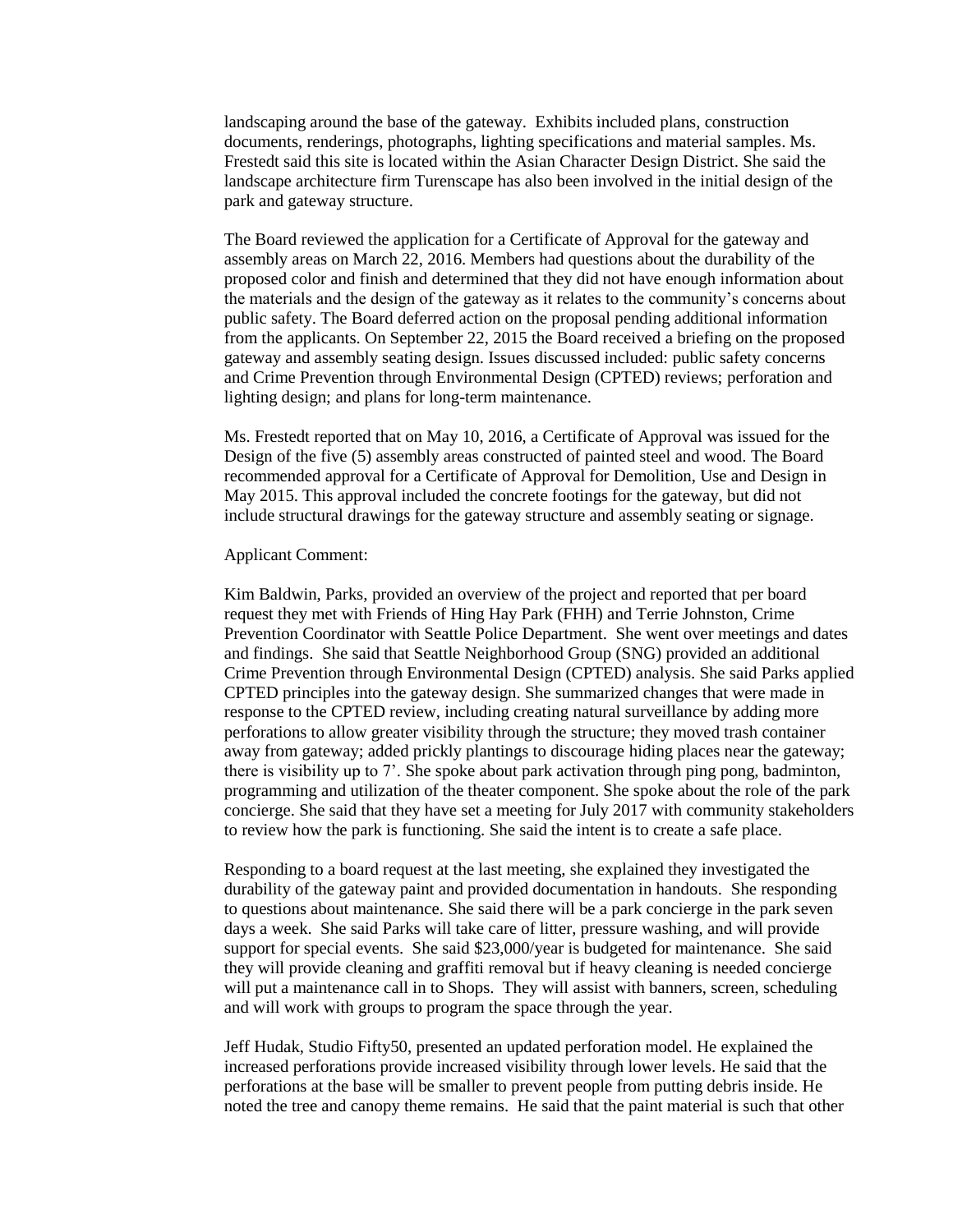landscaping around the base of the gateway. Exhibits included plans, construction documents, renderings, photographs, lighting specifications and material samples. Ms. Frestedt said this site is located within the Asian Character Design District. She said the landscape architecture firm Turenscape has also been involved in the initial design of the park and gateway structure.

The Board reviewed the application for a Certificate of Approval for the gateway and assembly areas on March 22, 2016. Members had questions about the durability of the proposed color and finish and determined that they did not have enough information about the materials and the design of the gateway as it relates to the community's concerns about public safety. The Board deferred action on the proposal pending additional information from the applicants. On September 22, 2015 the Board received a briefing on the proposed gateway and assembly seating design. Issues discussed included: public safety concerns and Crime Prevention through Environmental Design (CPTED) reviews; perforation and lighting design; and plans for long-term maintenance.

Ms. Frestedt reported that on May 10, 2016, a Certificate of Approval was issued for the Design of the five (5) assembly areas constructed of painted steel and wood. The Board recommended approval for a Certificate of Approval for Demolition, Use and Design in May 2015. This approval included the concrete footings for the gateway, but did not include structural drawings for the gateway structure and assembly seating or signage.

Applicant Comment:

Kim Baldwin, Parks, provided an overview of the project and reported that per board request they met with Friends of Hing Hay Park (FHH) and Terrie Johnston, Crime Prevention Coordinator with Seattle Police Department. She went over meetings and dates and findings. She said that Seattle Neighborhood Group (SNG) provided an additional Crime Prevention through Environmental Design (CPTED) analysis. She said Parks applied CPTED principles into the gateway design. She summarized changes that were made in response to the CPTED review, including creating natural surveillance by adding more perforations to allow greater visibility through the structure; they moved trash container away from gateway; added prickly plantings to discourage hiding places near the gateway; there is visibility up to 7'. She spoke about park activation through ping pong, badminton, programming and utilization of the theater component. She spoke about the role of the park concierge. She said that they have set a meeting for July 2017 with community stakeholders to review how the park is functioning. She said the intent is to create a safe place.

Responding to a board request at the last meeting, she explained they investigated the durability of the gateway paint and provided documentation in handouts. She responding to questions about maintenance. She said there will be a park concierge in the park seven days a week. She said Parks will take care of litter, pressure washing, and will provide support for special events. She said $23,000/year is budgeted for maintenance. She said they will provide cleaning and graffiti removal but if heavy cleaning is needed concierge will put a maintenance call in to Shops. They will assist with banners, screen, scheduling and will work with groups to program the space through the year.

Jeff Hudak, Studio Fifty50, presented an updated perforation model. He explained the increased perforations provide increased visibility through lower levels. He said that the perforations at the base will be smaller to prevent people from putting debris inside. He noted the tree and canopy theme remains. He said that the paint material is such that other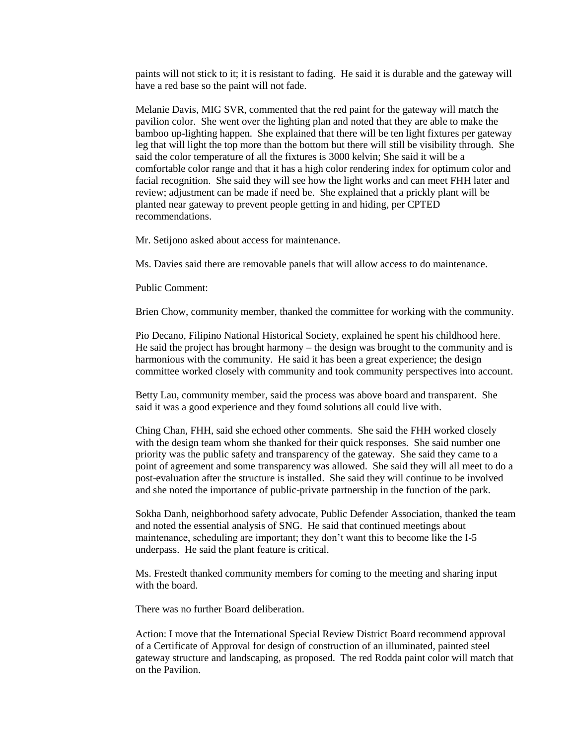paints will not stick to it; it is resistant to fading. He said it is durable and the gateway will have a red base so the paint will not fade.

Melanie Davis, MIG SVR, commented that the red paint for the gateway will match the pavilion color. She went over the lighting plan and noted that they are able to make the bamboo up-lighting happen. She explained that there will be ten light fixtures per gateway leg that will light the top more than the bottom but there will still be visibility through. She said the color temperature of all the fixtures is 3000 kelvin; She said it will be a comfortable color range and that it has a high color rendering index for optimum color and facial recognition. She said they will see how the light works and can meet FHH later and review; adjustment can be made if need be. She explained that a prickly plant will be planted near gateway to prevent people getting in and hiding, per CPTED recommendations.

Mr. Setijono asked about access for maintenance.

Ms. Davies said there are removable panels that will allow access to do maintenance.

Public Comment:

Brien Chow, community member, thanked the committee for working with the community.

Pio Decano, Filipino National Historical Society, explained he spent his childhood here. He said the project has brought harmony – the design was brought to the community and is harmonious with the community. He said it has been a great experience; the design committee worked closely with community and took community perspectives into account.

Betty Lau, community member, said the process was above board and transparent. She said it was a good experience and they found solutions all could live with.

Ching Chan, FHH, said she echoed other comments. She said the FHH worked closely with the design team whom she thanked for their quick responses. She said number one priority was the public safety and transparency of the gateway. She said they came to a point of agreement and some transparency was allowed. She said they will all meet to do a post-evaluation after the structure is installed. She said they will continue to be involved and she noted the importance of public-private partnership in the function of the park.

Sokha Danh, neighborhood safety advocate, Public Defender Association, thanked the team and noted the essential analysis of SNG. He said that continued meetings about maintenance, scheduling are important; they don't want this to become like the I-5 underpass. He said the plant feature is critical.

Ms. Frestedt thanked community members for coming to the meeting and sharing input with the board.

There was no further Board deliberation.

Action: I move that the International Special Review District Board recommend approval of a Certificate of Approval for design of construction of an illuminated, painted steel gateway structure and landscaping, as proposed. The red Rodda paint color will match that on the Pavilion.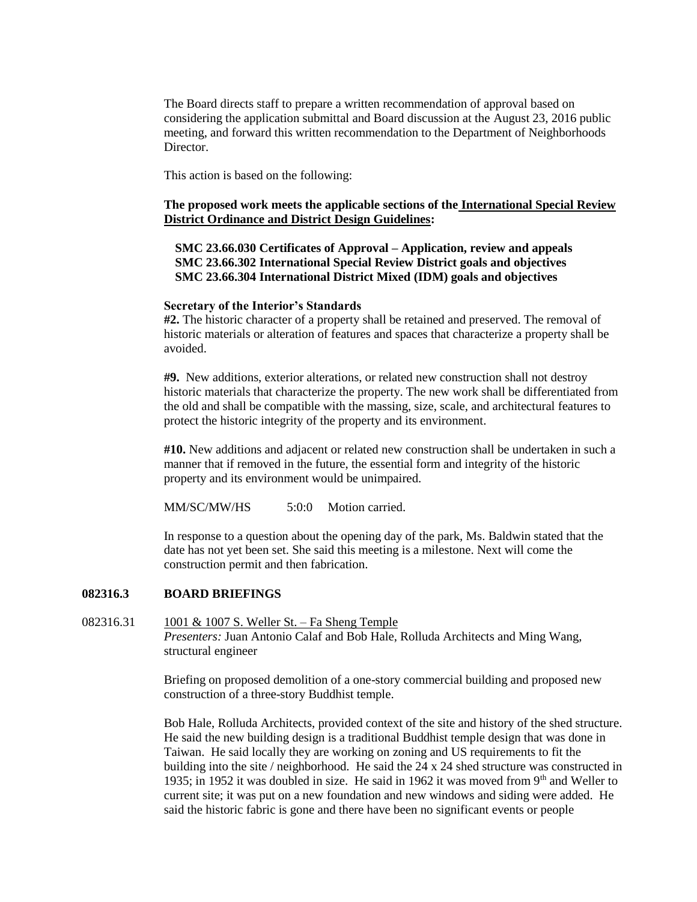The Board directs staff to prepare a written recommendation of approval based on considering the application submittal and Board discussion at the August 23, 2016 public meeting, and forward this written recommendation to the Department of Neighborhoods Director.

This action is based on the following:

**The proposed work meets the applicable sections of the International Special Review District Ordinance and District Design Guidelines:**

**SMC 23.66.030 Certificates of Approval – Application, review and appeals**
**SMC 23.66.302 International Special Review District goals and objectives**
**SMC 23.66.304 International District Mixed (IDM) goals and objectives**

**Secretary of the Interior's Standards**

**#2.** The historic character of a property shall be retained and preserved. The removal of historic materials or alteration of features and spaces that characterize a property shall be avoided.

**#9.** New additions, exterior alterations, or related new construction shall not destroy historic materials that characterize the property. The new work shall be differentiated from the old and shall be compatible with the massing, size, scale, and architectural features to protect the historic integrity of the property and its environment.

**#10.** New additions and adjacent or related new construction shall be undertaken in such a manner that if removed in the future, the essential form and integrity of the historic property and its environment would be unimpaired.

MM/SC/MW/HS 5:0:0 Motion carried.

In response to a question about the opening day of the park, Ms. Baldwin stated that the date has not yet been set. She said this meeting is a milestone. Next will come the construction permit and then fabrication.

## 082316.3 BOARD BRIEFINGS

082316.31 1001 & 1007 S. Weller St. – Fa Sheng Temple

*Presenters:* Juan Antonio Calaf and Bob Hale, Rolluda Architects and Ming Wang, structural engineer

Briefing on proposed demolition of a one-story commercial building and proposed new construction of a three-story Buddhist temple.

Bob Hale, Rolluda Architects, provided context of the site and history of the shed structure. He said the new building design is a traditional Buddhist temple design that was done in Taiwan. He said locally they are working on zoning and US requirements to fit the building into the site / neighborhood. He said the 24 x 24 shed structure was constructed in 1935; in 1952 it was doubled in size. He said in 1962 it was moved from 9th and Weller to current site; it was put on a new foundation and new windows and siding were added. He said the historic fabric is gone and there have been no significant events or people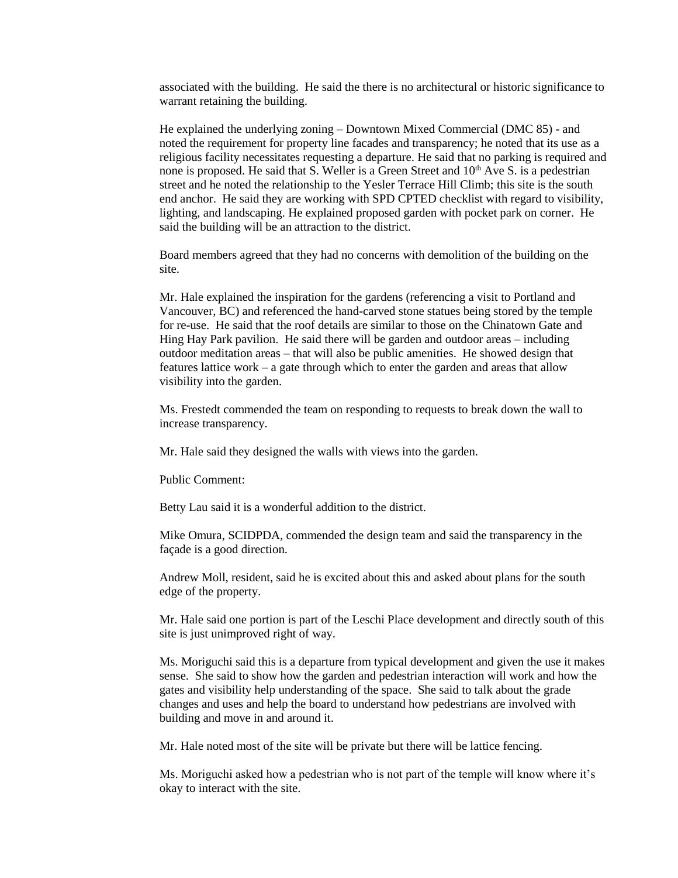associated with the building. He said the there is no architectural or historic significance to warrant retaining the building.

He explained the underlying zoning – Downtown Mixed Commercial (DMC 85) - and noted the requirement for property line facades and transparency; he noted that its use as a religious facility necessitates requesting a departure. He said that no parking is required and none is proposed. He said that S. Weller is a Green Street and 10th Ave S. is a pedestrian street and he noted the relationship to the Yesler Terrace Hill Climb; this site is the south end anchor. He said they are working with SPD CPTED checklist with regard to visibility, lighting, and landscaping. He explained proposed garden with pocket park on corner. He said the building will be an attraction to the district.

Board members agreed that they had no concerns with demolition of the building on the site.

Mr. Hale explained the inspiration for the gardens (referencing a visit to Portland and Vancouver, BC) and referenced the hand-carved stone statues being stored by the temple for re-use. He said that the roof details are similar to those on the Chinatown Gate and Hing Hay Park pavilion. He said there will be garden and outdoor areas – including outdoor meditation areas – that will also be public amenities. He showed design that features lattice work – a gate through which to enter the garden and areas that allow visibility into the garden.

Ms. Frestedt commended the team on responding to requests to break down the wall to increase transparency.

Mr. Hale said they designed the walls with views into the garden.

Public Comment:

Betty Lau said it is a wonderful addition to the district.

Mike Omura, SCIDPDA, commended the design team and said the transparency in the façade is a good direction.

Andrew Moll, resident, said he is excited about this and asked about plans for the south edge of the property.

Mr. Hale said one portion is part of the Leschi Place development and directly south of this site is just unimproved right of way.

Ms. Moriguchi said this is a departure from typical development and given the use it makes sense. She said to show how the garden and pedestrian interaction will work and how the gates and visibility help understanding of the space. She said to talk about the grade changes and uses and help the board to understand how pedestrians are involved with building and move in and around it.

Mr. Hale noted most of the site will be private but there will be lattice fencing.

Ms. Moriguchi asked how a pedestrian who is not part of the temple will know where it's okay to interact with the site.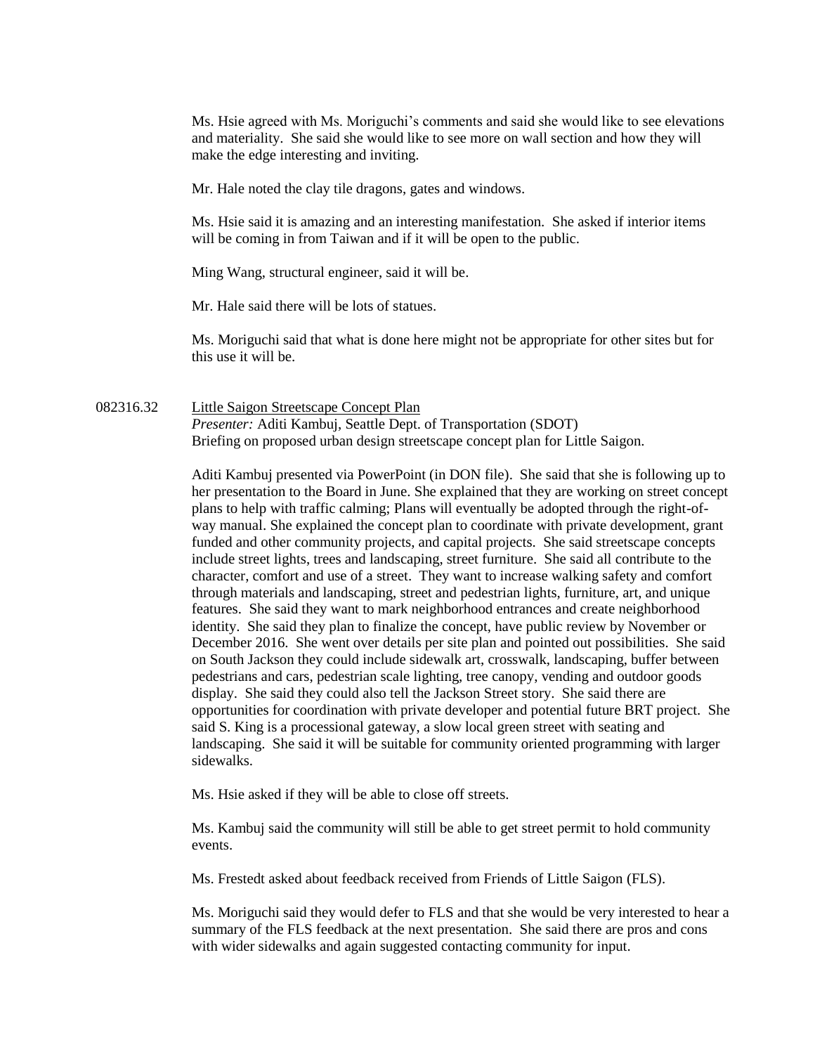Ms. Hsie agreed with Ms. Moriguchi's comments and said she would like to see elevations and materiality. She said she would like to see more on wall section and how they will make the edge interesting and inviting.

Mr. Hale noted the clay tile dragons, gates and windows.

Ms. Hsie said it is amazing and an interesting manifestation. She asked if interior items will be coming in from Taiwan and if it will be open to the public.

Ming Wang, structural engineer, said it will be.

Mr. Hale said there will be lots of statues.

Ms. Moriguchi said that what is done here might not be appropriate for other sites but for this use it will be.

082316.32 Little Saigon Streetscape Concept Plan

*Presenter:* Aditi Kambuj, Seattle Dept. of Transportation (SDOT)
Briefing on proposed urban design streetscape concept plan for Little Saigon.

Aditi Kambuj presented via PowerPoint (in DON file). She said that she is following up to her presentation to the Board in June. She explained that they are working on street concept plans to help with traffic calming; Plans will eventually be adopted through the right-of-way manual. She explained the concept plan to coordinate with private development, grant funded and other community projects, and capital projects. She said streetscape concepts include street lights, trees and landscaping, street furniture. She said all contribute to the character, comfort and use of a street. They want to increase walking safety and comfort through materials and landscaping, street and pedestrian lights, furniture, art, and unique features. She said they want to mark neighborhood entrances and create neighborhood identity. She said they plan to finalize the concept, have public review by November or December 2016. She went over details per site plan and pointed out possibilities. She said on South Jackson they could include sidewalk art, crosswalk, landscaping, buffer between pedestrians and cars, pedestrian scale lighting, tree canopy, vending and outdoor goods display. She said they could also tell the Jackson Street story. She said there are opportunities for coordination with private developer and potential future BRT project. She said S. King is a processional gateway, a slow local green street with seating and landscaping. She said it will be suitable for community oriented programming with larger sidewalks.

Ms. Hsie asked if they will be able to close off streets.

Ms. Kambuj said the community will still be able to get street permit to hold community events.

Ms. Frestedt asked about feedback received from Friends of Little Saigon (FLS).

Ms. Moriguchi said they would defer to FLS and that she would be very interested to hear a summary of the FLS feedback at the next presentation. She said there are pros and cons with wider sidewalks and again suggested contacting community for input.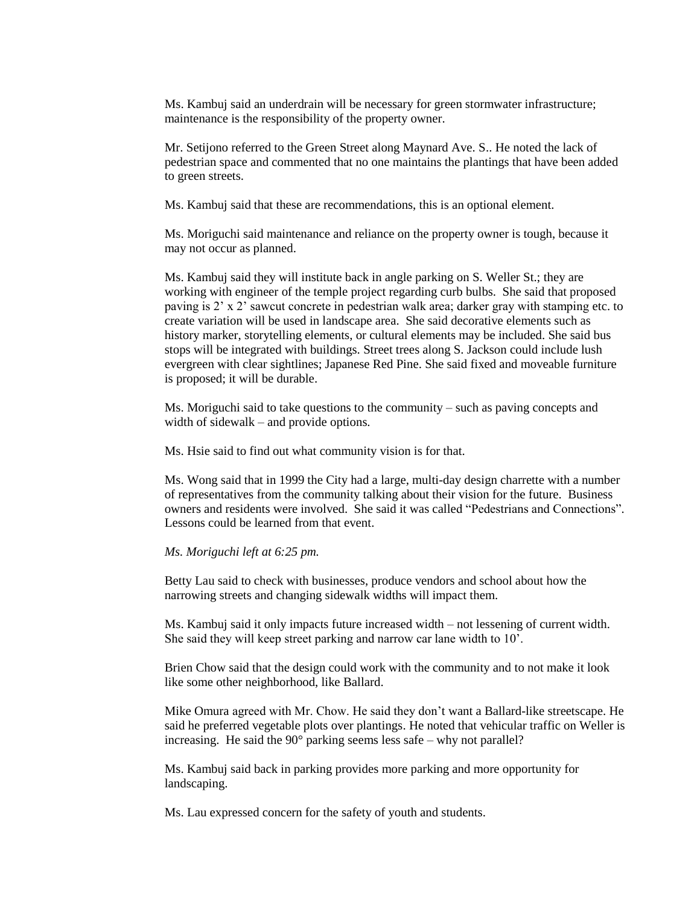Ms. Kambuj said an underdrain will be necessary for green stormwater infrastructure; maintenance is the responsibility of the property owner.

Mr. Setijono referred to the Green Street along Maynard Ave. S.. He noted the lack of pedestrian space and commented that no one maintains the plantings that have been added to green streets.

Ms. Kambuj said that these are recommendations, this is an optional element.

Ms. Moriguchi said maintenance and reliance on the property owner is tough, because it may not occur as planned.

Ms. Kambuj said they will institute back in angle parking on S. Weller St.; they are working with engineer of the temple project regarding curb bulbs. She said that proposed paving is 2' x 2' sawcut concrete in pedestrian walk area; darker gray with stamping etc. to create variation will be used in landscape area. She said decorative elements such as history marker, storytelling elements, or cultural elements may be included. She said bus stops will be integrated with buildings. Street trees along S. Jackson could include lush evergreen with clear sightlines; Japanese Red Pine. She said fixed and moveable furniture is proposed; it will be durable.

Ms. Moriguchi said to take questions to the community – such as paving concepts and width of sidewalk – and provide options.

Ms. Hsie said to find out what community vision is for that.

Ms. Wong said that in 1999 the City had a large, multi-day design charrette with a number of representatives from the community talking about their vision for the future. Business owners and residents were involved. She said it was called "Pedestrians and Connections". Lessons could be learned from that event.

*Ms. Moriguchi left at 6:25 pm.*

Betty Lau said to check with businesses, produce vendors and school about how the narrowing streets and changing sidewalk widths will impact them.

Ms. Kambuj said it only impacts future increased width – not lessening of current width. She said they will keep street parking and narrow car lane width to 10'.

Brien Chow said that the design could work with the community and to not make it look like some other neighborhood, like Ballard.

Mike Omura agreed with Mr. Chow. He said they don't want a Ballard-like streetscape. He said he preferred vegetable plots over plantings. He noted that vehicular traffic on Weller is increasing. He said the 90° parking seems less safe – why not parallel?

Ms. Kambuj said back in parking provides more parking and more opportunity for landscaping.

Ms. Lau expressed concern for the safety of youth and students.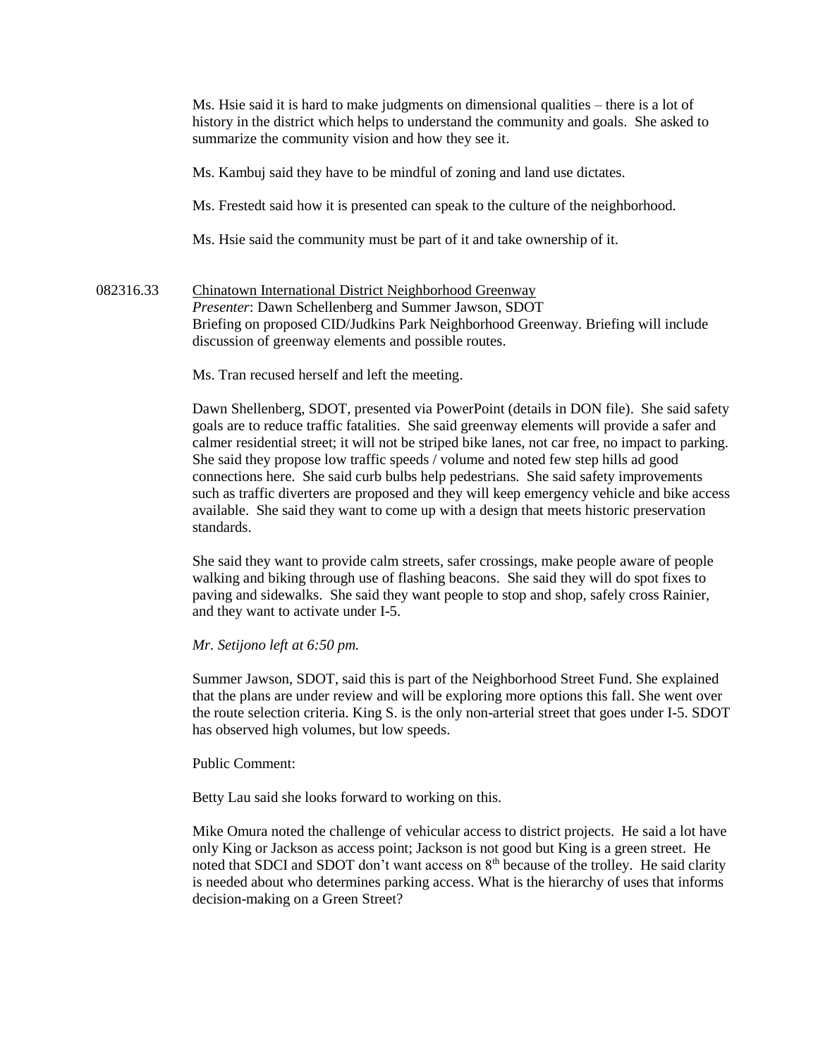Ms. Hsie said it is hard to make judgments on dimensional qualities – there is a lot of history in the district which helps to understand the community and goals. She asked to summarize the community vision and how they see it.

Ms. Kambuj said they have to be mindful of zoning and land use dictates.

Ms. Frestedt said how it is presented can speak to the culture of the neighborhood.

Ms. Hsie said the community must be part of it and take ownership of it.

082316.33 Chinatown International District Neighborhood Greenway
*Presenter*: Dawn Schellenberg and Summer Jawson, SDOT
Briefing on proposed CID/Judkins Park Neighborhood Greenway. Briefing will include discussion of greenway elements and possible routes.

Ms. Tran recused herself and left the meeting.

Dawn Shellenberg, SDOT, presented via PowerPoint (details in DON file). She said safety goals are to reduce traffic fatalities. She said greenway elements will provide a safer and calmer residential street; it will not be striped bike lanes, not car free, no impact to parking. She said they propose low traffic speeds / volume and noted few step hills ad good connections here. She said curb bulbs help pedestrians. She said safety improvements such as traffic diverters are proposed and they will keep emergency vehicle and bike access available. She said they want to come up with a design that meets historic preservation standards.

She said they want to provide calm streets, safer crossings, make people aware of people walking and biking through use of flashing beacons. She said they will do spot fixes to paving and sidewalks. She said they want people to stop and shop, safely cross Rainier, and they want to activate under I-5.

*Mr. Setijono left at 6:50 pm.*

Summer Jawson, SDOT, said this is part of the Neighborhood Street Fund. She explained that the plans are under review and will be exploring more options this fall. She went over the route selection criteria. King S. is the only non-arterial street that goes under I-5. SDOT has observed high volumes, but low speeds.

Public Comment:

Betty Lau said she looks forward to working on this.

Mike Omura noted the challenge of vehicular access to district projects. He said a lot have only King or Jackson as access point; Jackson is not good but King is a green street. He noted that SDCI and SDOT don't want access on 8th because of the trolley. He said clarity is needed about who determines parking access. What is the hierarchy of uses that informs decision-making on a Green Street?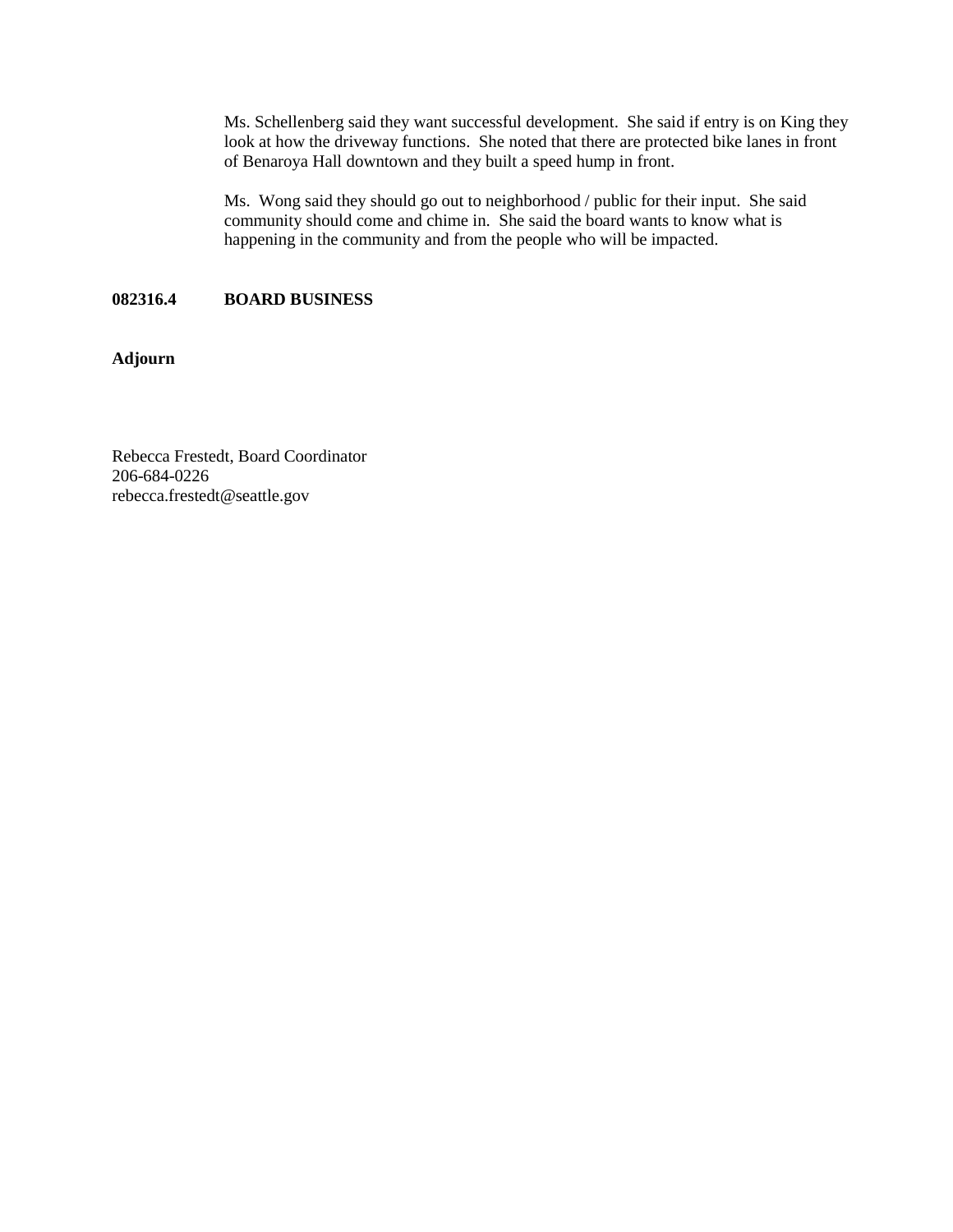Ms. Schellenberg said they want successful development. She said if entry is on King they look at how the driveway functions. She noted that there are protected bike lanes in front of Benaroya Hall downtown and they built a speed hump in front.

Ms. Wong said they should go out to neighborhood / public for their input. She said community should come and chime in. She said the board wants to know what is happening in the community and from the people who will be impacted.

**082316.4 BOARD BUSINESS**

**Adjourn**

Rebecca Frestedt, Board Coordinator
206-684-0226
rebecca.frestedt@seattle.gov